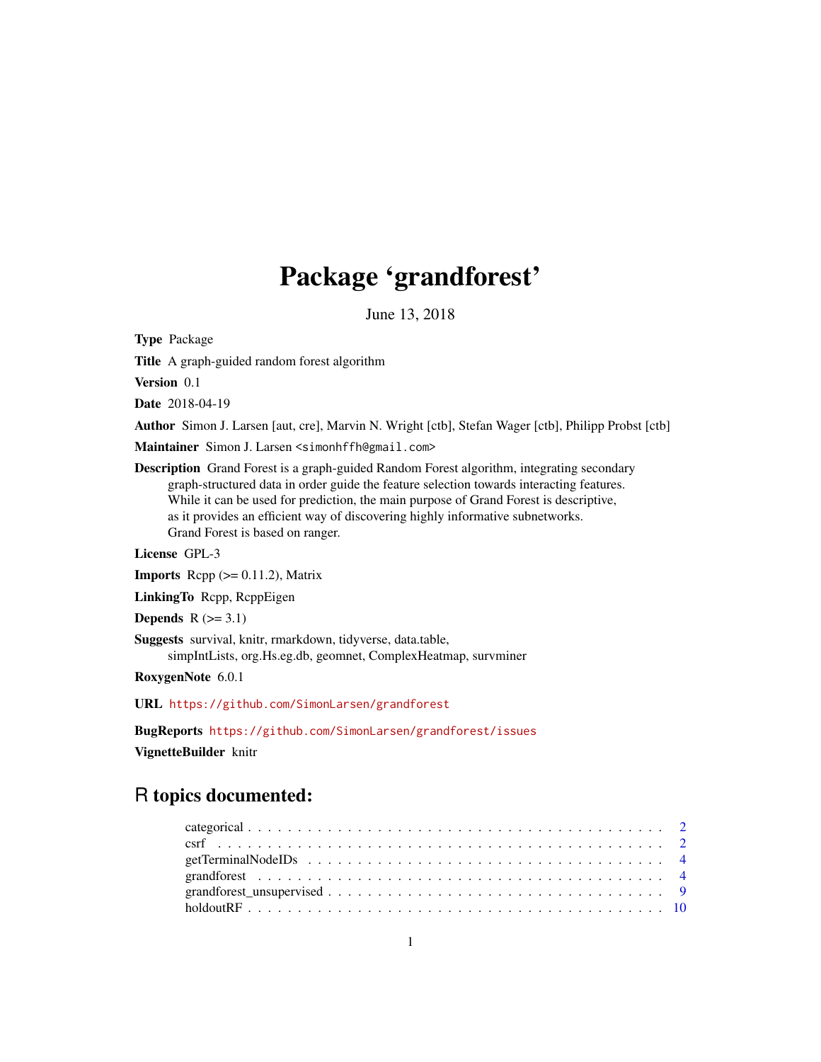# Package 'grandforest'

June 13, 2018

**Type** Package

**Title** A graph-guided random forest algorithm

**Version** 0.1

**Date** 2018-04-19

**Author** Simon J. Larsen [aut, cre], Marvin N. Wright [ctb], Stefan Wager [ctb], Philipp Probst [ctb]

**Maintainer** Simon J. Larsen <simonhffh@gmail.com>

**Description** Grand Forest is a graph-guided Random Forest algorithm, integrating secondary graph-structured data in order guide the feature selection towards interacting features. While it can be used for prediction, the main purpose of Grand Forest is descriptive, as it provides an efficient way of discovering highly informative subnetworks. Grand Forest is based on ranger.

**License** GPL-3

**Imports** Rcpp (>= 0.11.2), Matrix

**LinkingTo** Rcpp, RcppEigen

**Depends** R (>= 3.1)

**Suggests** survival, knitr, rmarkdown, tidyverse, data.table, simpIntLists, org.Hs.eg.db, geomnet, ComplexHeatmap, survminer

**RoxygenNote** 6.0.1

**URL** https://github.com/SimonLarsen/grandforest

**BugReports** https://github.com/SimonLarsen/grandforest/issues

**VignetteBuilder** knitr

## R topics documented:

categorical . . . . . . . . . . . . . . . . . . . . . . . . . . . . . . . . . . . . . . . . . . 2
csrf . . . . . . . . . . . . . . . . . . . . . . . . . . . . . . . . . . . . . . . . . . . . . 2
getTerminalNodeIDs . . . . . . . . . . . . . . . . . . . . . . . . . . . . . . . . . . . . 4
grandforest . . . . . . . . . . . . . . . . . . . . . . . . . . . . . . . . . . . . . . . . . 4
grandforest_unsupervised . . . . . . . . . . . . . . . . . . . . . . . . . . . . . . . . . 9
holdoutRF . . . . . . . . . . . . . . . . . . . . . . . . . . . . . . . . . . . . . . . . . 10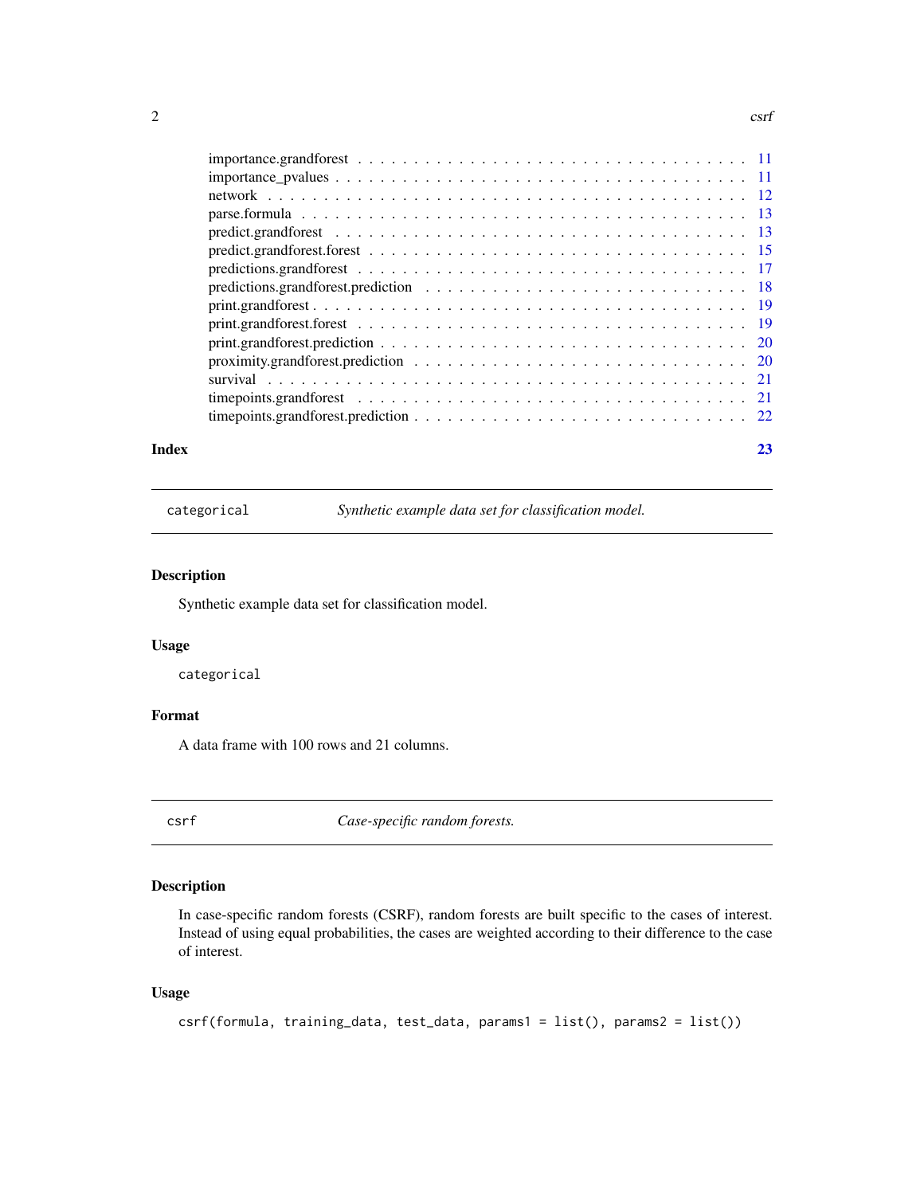importance.grandforest . . . . . . . . . . . . . . . . . . . . . . . . . . . . . . . . . . 11
importance_pvalues . . . . . . . . . . . . . . . . . . . . . . . . . . . . . . . . . . 11
network . . . . . . . . . . . . . . . . . . . . . . . . . . . . . . . . . . 12
parse.formula . . . . . . . . . . . . . . . . . . . . . . . . . . . . . . . . . . 13
predict.grandforest . . . . . . . . . . . . . . . . . . . . . . . . . . . . . . . . . . 13
predict.grandforest.forest . . . . . . . . . . . . . . . . . . . . . . . . . . . . . . . . . . 15
predictions.grandforest . . . . . . . . . . . . . . . . . . . . . . . . . . . . . . . . . . 17
predictions.grandforest.prediction . . . . . . . . . . . . . . . . . . . . . . . . . . . . . . . . . . 18
print.grandforest . . . . . . . . . . . . . . . . . . . . . . . . . . . . . . . . . . 19
print.grandforest.forest . . . . . . . . . . . . . . . . . . . . . . . . . . . . . . . . . . 19
print.grandforest.prediction . . . . . . . . . . . . . . . . . . . . . . . . . . . . . . . . . . 20
proximity.grandforest.prediction . . . . . . . . . . . . . . . . . . . . . . . . . . . . . . . . . . 20
survival . . . . . . . . . . . . . . . . . . . . . . . . . . . . . . . . . . 21
timepoints.grandforest . . . . . . . . . . . . . . . . . . . . . . . . . . . . . . . . . . 21
timepoints.grandforest.prediction . . . . . . . . . . . . . . . . . . . . . . . . . . . . . . . . . . 22

**Index** **23**

---

`categorical` *Synthetic example data set for classification model.*

---

### Description

Synthetic example data set for classification model.

### Usage

```
categorical
```

### Format

A data frame with 100 rows and 21 columns.

---

`csrf` *Case-specific random forests.*

---

### Description

In case-specific random forests (CSRF), random forests are built specific to the cases of interest. Instead of using equal probabilities, the cases are weighted according to their difference to the case of interest.

### Usage

```
csrf(formula, training_data, test_data, params1 = list(), params2 = list())
```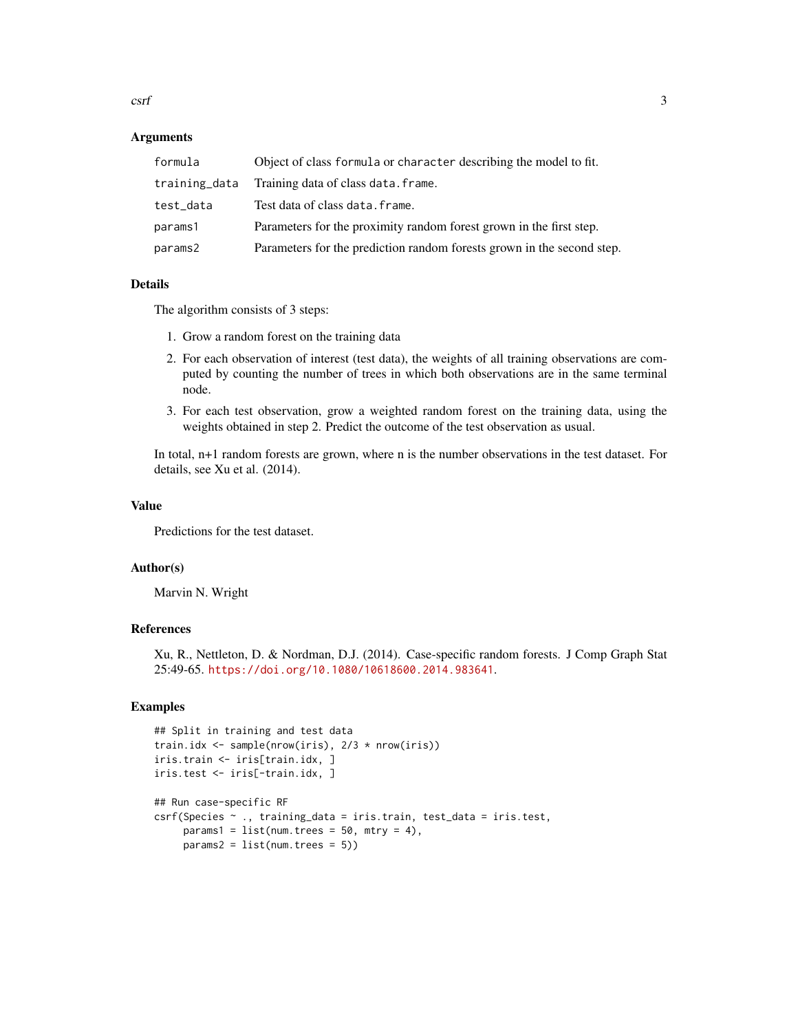### Arguments

| | |
|---|---|
| formula | Object of class formula or character describing the model to fit. |
| training_data | Training data of class data.frame. |
| test_data | Test data of class data.frame. |
| params1 | Parameters for the proximity random forest grown in the first step. |
| params2 | Parameters for the prediction random forests grown in the second step. |

### Details

The algorithm consists of 3 steps:

1. Grow a random forest on the training data
2. For each observation of interest (test data), the weights of all training observations are computed by counting the number of trees in which both observations are in the same terminal node.
3. For each test observation, grow a weighted random forest on the training data, using the weights obtained in step 2. Predict the outcome of the test observation as usual.

In total, n+1 random forests are grown, where n is the number observations in the test dataset. For details, see Xu et al. (2014).

### Value

Predictions for the test dataset.

### Author(s)

Marvin N. Wright

### References

Xu, R., Nettleton, D. & Nordman, D.J. (2014). Case-specific random forests. J Comp Graph Stat 25:49-65. https://doi.org/10.1080/10618600.2014.983641.

### Examples

```
## Split in training and test data
train.idx <- sample(nrow(iris), 2/3 * nrow(iris))
iris.train <- iris[train.idx, ]
iris.test <- iris[-train.idx, ]

## Run case-specific RF
csrf(Species ~ ., training_data = iris.train, test_data = iris.test,
     params1 = list(num.trees = 50, mtry = 4),
     params2 = list(num.trees = 5))
```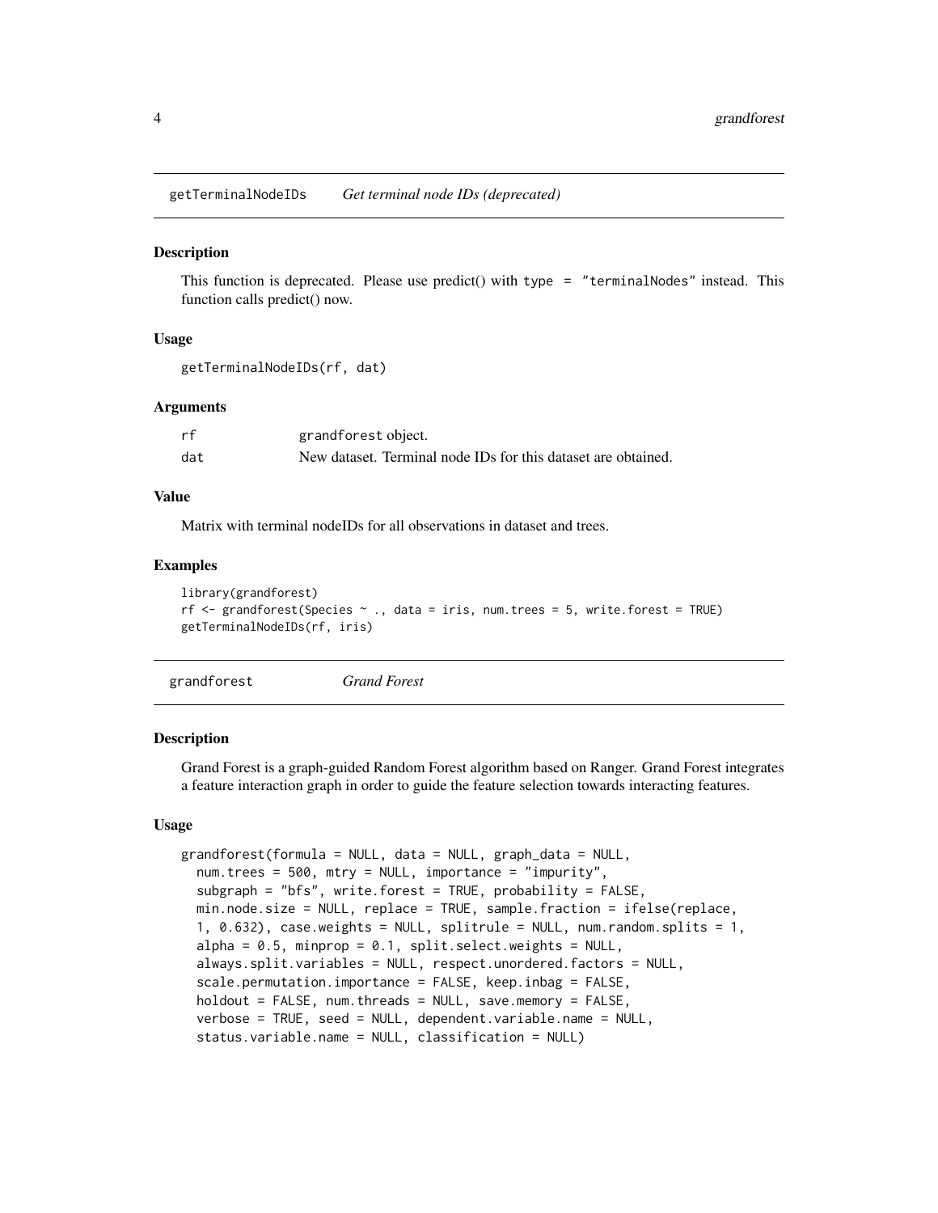## getTerminalNodeIDs — *Get terminal node IDs (deprecated)*

### Description

This function is deprecated. Please use predict() with `type = "terminalNodes"` instead. This function calls predict() now.

### Usage

```
getTerminalNodeIDs(rf, dat)
```

### Arguments

| | |
|---|---|
| `rf` | `grandforest` object. |
| `dat` | New dataset. Terminal node IDs for this dataset are obtained. |

### Value

Matrix with terminal nodeIDs for all observations in dataset and trees.

### Examples

```
library(grandforest)
rf <- grandforest(Species ~ ., data = iris, num.trees = 5, write.forest = TRUE)
getTerminalNodeIDs(rf, iris)
```

## grandforest — *Grand Forest*

### Description

Grand Forest is a graph-guided Random Forest algorithm based on Ranger. Grand Forest integrates a feature interaction graph in order to guide the feature selection towards interacting features.

### Usage

```
grandforest(formula = NULL, data = NULL, graph_data = NULL,
  num.trees = 500, mtry = NULL, importance = "impurity",
  subgraph = "bfs", write.forest = TRUE, probability = FALSE,
  min.node.size = NULL, replace = TRUE, sample.fraction = ifelse(replace,
  1, 0.632), case.weights = NULL, splitrule = NULL, num.random.splits = 1,
  alpha = 0.5, minprop = 0.1, split.select.weights = NULL,
  always.split.variables = NULL, respect.unordered.factors = NULL,
  scale.permutation.importance = FALSE, keep.inbag = FALSE,
  holdout = FALSE, num.threads = NULL, save.memory = FALSE,
  verbose = TRUE, seed = NULL, dependent.variable.name = NULL,
  status.variable.name = NULL, classification = NULL)
```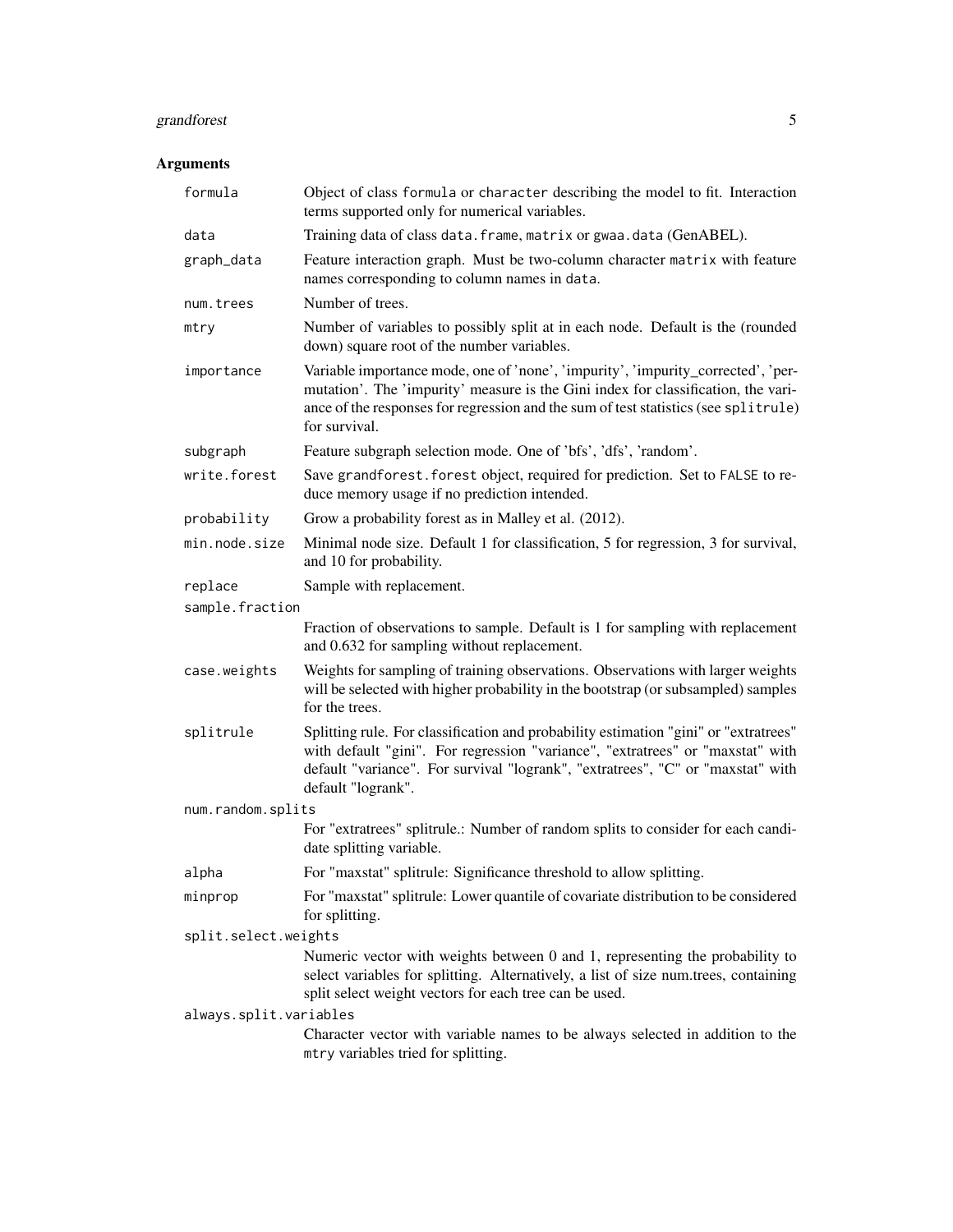## Arguments

| | |
|---|---|
| `formula` | Object of class `formula` or `character` describing the model to fit. Interaction terms supported only for numerical variables. |
| `data` | Training data of class `data.frame`, `matrix` or `gwaa.data` (GenABEL). |
| `graph_data` | Feature interaction graph. Must be two-column character `matrix` with feature names corresponding to column names in `data`. |
| `num.trees` | Number of trees. |
| `mtry` | Number of variables to possibly split at in each node. Default is the (rounded down) square root of the number variables. |
| `importance` | Variable importance mode, one of 'none', 'impurity', 'impurity_corrected', 'permutation'. The 'impurity' measure is the Gini index for classification, the variance of the responses for regression and the sum of test statistics (see `splitrule`) for survival. |
| `subgraph` | Feature subgraph selection mode. One of 'bfs', 'dfs', 'random'. |
| `write.forest` | Save `grandforest.forest` object, required for prediction. Set to `FALSE` to reduce memory usage if no prediction intended. |
| `probability` | Grow a probability forest as in Malley et al. (2012). |
| `min.node.size` | Minimal node size. Default 1 for classification, 5 for regression, 3 for survival, and 10 for probability. |
| `replace` | Sample with replacement. |
| `sample.fraction` | Fraction of observations to sample. Default is 1 for sampling with replacement and 0.632 for sampling without replacement. |
| `case.weights` | Weights for sampling of training observations. Observations with larger weights will be selected with higher probability in the bootstrap (or subsampled) samples for the trees. |
| `splitrule` | Splitting rule. For classification and probability estimation "gini" or "extratrees" with default "gini". For regression "variance", "extratrees" or "maxstat" with default "variance". For survival "logrank", "extratrees", "C" or "maxstat" with default "logrank". |
| `num.random.splits` | For "extratrees" splitrule.: Number of random splits to consider for each candidate splitting variable. |
| `alpha` | For "maxstat" splitrule: Significance threshold to allow splitting. |
| `minprop` | For "maxstat" splitrule: Lower quantile of covariate distribution to be considered for splitting. |
| `split.select.weights` | Numeric vector with weights between 0 and 1, representing the probability to select variables for splitting. Alternatively, a list of size num.trees, containing split select weight vectors for each tree can be used. |
| `always.split.variables` | Character vector with variable names to be always selected in addition to the `mtry` variables tried for splitting. |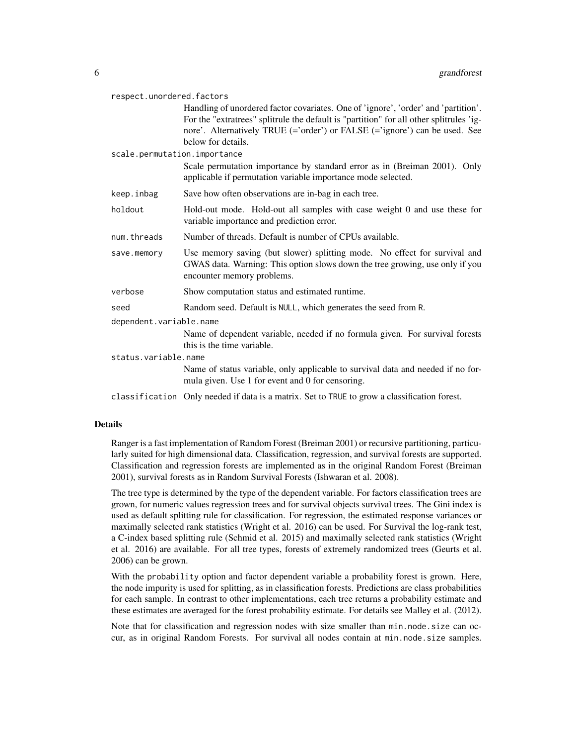respect.unordered.factors
: Handling of unordered factor covariates. One of 'ignore', 'order' and 'partition'. For the "extratrees" splitrule the default is "partition" for all other splitrules 'ignore'. Alternatively TRUE (='order') or FALSE (='ignore') can be used. See below for details.

scale.permutation.importance
: Scale permutation importance by standard error as in (Breiman 2001). Only applicable if permutation variable importance mode selected.

keep.inbag
: Save how often observations are in-bag in each tree.

holdout
: Hold-out mode. Hold-out all samples with case weight 0 and use these for variable importance and prediction error.

num.threads
: Number of threads. Default is number of CPUs available.

save.memory
: Use memory saving (but slower) splitting mode. No effect for survival and GWAS data. Warning: This option slows down the tree growing, use only if you encounter memory problems.

verbose
: Show computation status and estimated runtime.

seed
: Random seed. Default is `NULL`, which generates the seed from `R`.

dependent.variable.name
: Name of dependent variable, needed if no formula given. For survival forests this is the time variable.

status.variable.name
: Name of status variable, only applicable to survival data and needed if no formula given. Use 1 for event and 0 for censoring.

classification
: Only needed if data is a matrix. Set to `TRUE` to grow a classification forest.

## Details

Ranger is a fast implementation of Random Forest (Breiman 2001) or recursive partitioning, particularly suited for high dimensional data. Classification, regression, and survival forests are supported. Classification and regression forests are implemented as in the original Random Forest (Breiman 2001), survival forests as in Random Survival Forests (Ishwaran et al. 2008).

The tree type is determined by the type of the dependent variable. For factors classification trees are grown, for numeric values regression trees and for survival objects survival trees. The Gini index is used as default splitting rule for classification. For regression, the estimated response variances or maximally selected rank statistics (Wright et al. 2016) can be used. For Survival the log-rank test, a C-index based splitting rule (Schmid et al. 2015) and maximally selected rank statistics (Wright et al. 2016) are available. For all tree types, forests of extremely randomized trees (Geurts et al. 2006) can be grown.

With the `probability` option and factor dependent variable a probability forest is grown. Here, the node impurity is used for splitting, as in classification forests. Predictions are class probabilities for each sample. In contrast to other implementations, each tree returns a probability estimate and these estimates are averaged for the forest probability estimate. For details see Malley et al. (2012).

Note that for classification and regression nodes with size smaller than `min.node.size` can occur, as in original Random Forests. For survival all nodes contain at `min.node.size` samples.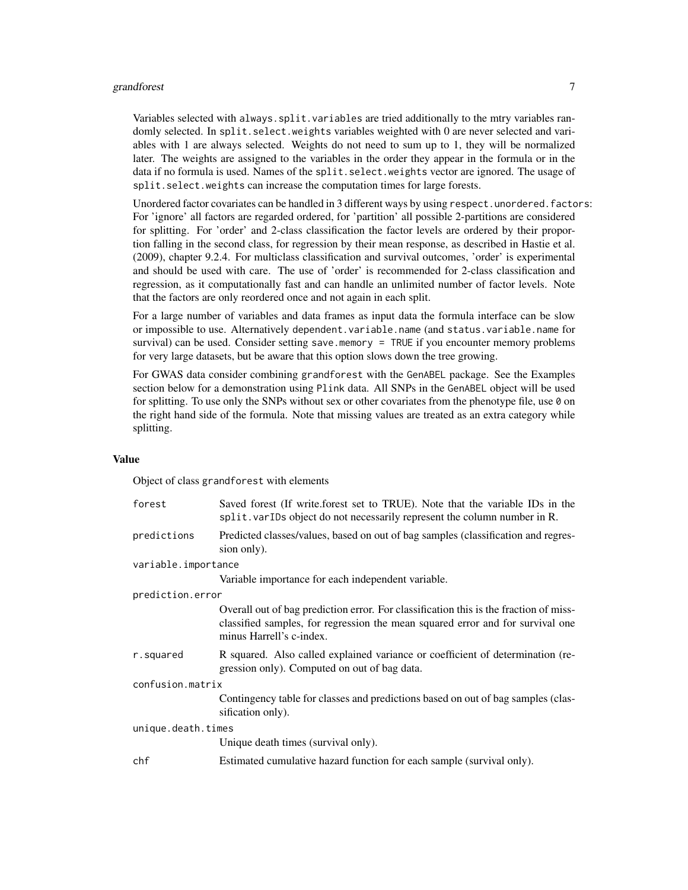Variables selected with `always.split.variables` are tried additionally to the mtry variables randomly selected. In `split.select.weights` variables weighted with 0 are never selected and variables with 1 are always selected. Weights do not need to sum up to 1, they will be normalized later. The weights are assigned to the variables in the order they appear in the formula or in the data if no formula is used. Names of the `split.select.weights` vector are ignored. The usage of `split.select.weights` can increase the computation times for large forests.

Unordered factor covariates can be handled in 3 different ways by using `respect.unordered.factors`: For 'ignore' all factors are regarded ordered, for 'partition' all possible 2-partitions are considered for splitting. For 'order' and 2-class classification the factor levels are ordered by their proportion falling in the second class, for regression by their mean response, as described in Hastie et al. (2009), chapter 9.2.4. For multiclass classification and survival outcomes, 'order' is experimental and should be used with care. The use of 'order' is recommended for 2-class classification and regression, as it computationally fast and can handle an unlimited number of factor levels. Note that the factors are only reordered once and not again in each split.

For a large number of variables and data frames as input data the formula interface can be slow or impossible to use. Alternatively `dependent.variable.name` (and `status.variable.name` for survival) can be used. Consider setting `save.memory = TRUE` if you encounter memory problems for very large datasets, but be aware that this option slows down the tree growing.

For GWAS data consider combining `grandforest` with the `GenABEL` package. See the Examples section below for a demonstration using `Plink` data. All SNPs in the `GenABEL` object will be used for splitting. To use only the SNPs without sex or other covariates from the phenotype file, use `0` on the right hand side of the formula. Note that missing values are treated as an extra category while splitting.

## Value

Object of class `grandforest` with elements

| | |
|---|---|
| `forest` | Saved forest (If write.forest set to TRUE). Note that the variable IDs in the `split.varIDs` object do not necessarily represent the column number in R. |
| `predictions` | Predicted classes/values, based on out of bag samples (classification and regression only). |
| `variable.importance` | Variable importance for each independent variable. |
| `prediction.error` | Overall out of bag prediction error. For classification this is the fraction of missclassified samples, for regression the mean squared error and for survival one minus Harrell's c-index. |
| `r.squared` | R squared. Also called explained variance or coefficient of determination (regression only). Computed on out of bag data. |
| `confusion.matrix` | Contingency table for classes and predictions based on out of bag samples (classification only). |
| `unique.death.times` | Unique death times (survival only). |
| `chf` | Estimated cumulative hazard function for each sample (survival only). |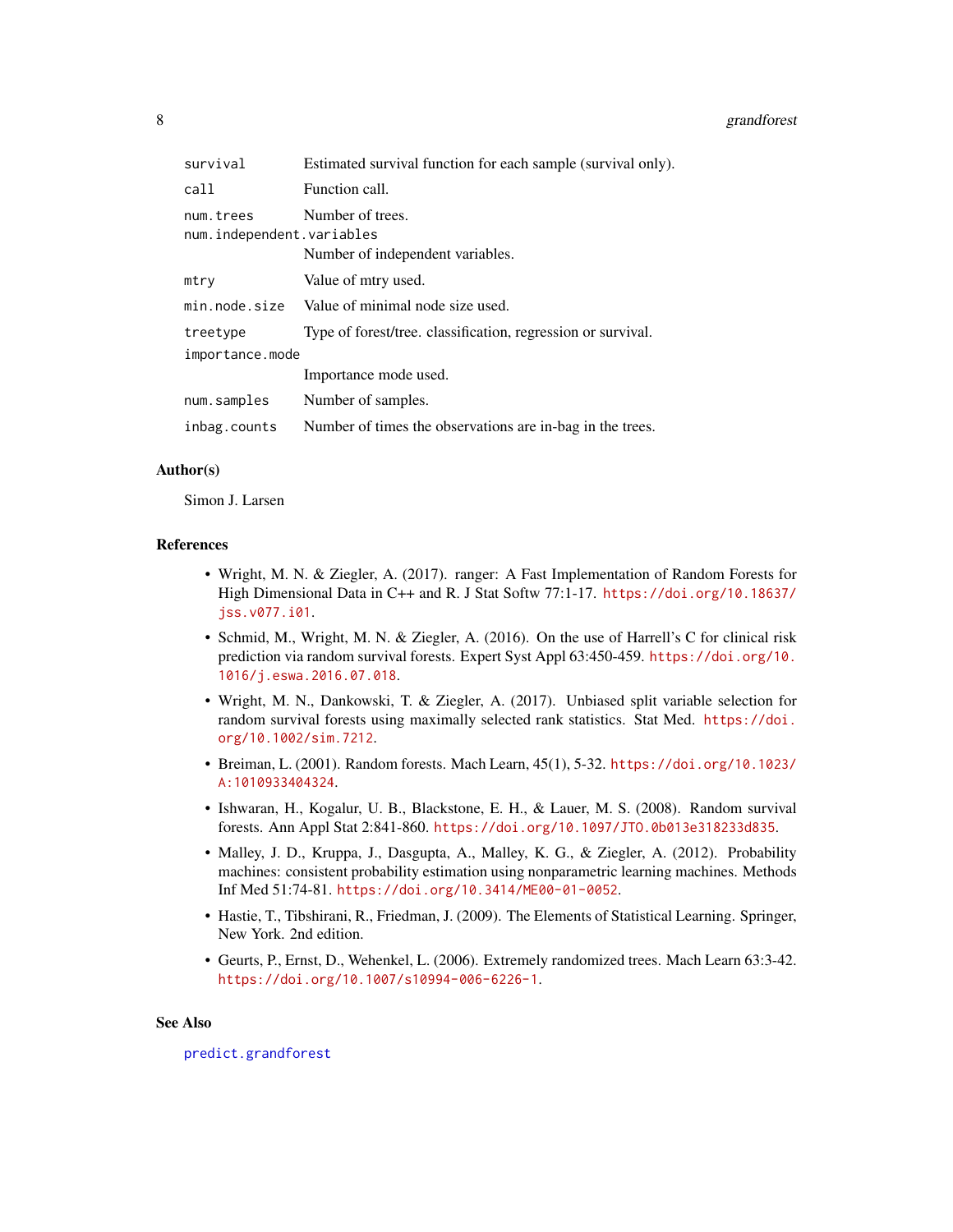| | |
|---|---|
| `survival` | Estimated survival function for each sample (survival only). |
| `call` | Function call. |
| `num.trees` | Number of trees. |
| `num.independent.variables` | Number of independent variables. |
| `mtry` | Value of mtry used. |
| `min.node.size` | Value of minimal node size used. |
| `treetype` | Type of forest/tree. classification, regression or survival. |
| `importance.mode` | Importance mode used. |
| `num.samples` | Number of samples. |
| `inbag.counts` | Number of times the observations are in-bag in the trees. |

## Author(s)

Simon J. Larsen

## References

- Wright, M. N. & Ziegler, A. (2017). ranger: A Fast Implementation of Random Forests for High Dimensional Data in C++ and R. J Stat Softw 77:1-17. https://doi.org/10.18637/jss.v077.i01.
- Schmid, M., Wright, M. N. & Ziegler, A. (2016). On the use of Harrell's C for clinical risk prediction via random survival forests. Expert Syst Appl 63:450-459. https://doi.org/10.1016/j.eswa.2016.07.018.
- Wright, M. N., Dankowski, T. & Ziegler, A. (2017). Unbiased split variable selection for random survival forests using maximally selected rank statistics. Stat Med. https://doi.org/10.1002/sim.7212.
- Breiman, L. (2001). Random forests. Mach Learn, 45(1), 5-32. https://doi.org/10.1023/A:1010933404324.
- Ishwaran, H., Kogalur, U. B., Blackstone, E. H., & Lauer, M. S. (2008). Random survival forests. Ann Appl Stat 2:841-860. https://doi.org/10.1097/JTO.0b013e318233d835.
- Malley, J. D., Kruppa, J., Dasgupta, A., Malley, K. G., & Ziegler, A. (2012). Probability machines: consistent probability estimation using nonparametric learning machines. Methods Inf Med 51:74-81. https://doi.org/10.3414/ME00-01-0052.
- Hastie, T., Tibshirani, R., Friedman, J. (2009). The Elements of Statistical Learning. Springer, New York. 2nd edition.
- Geurts, P., Ernst, D., Wehenkel, L. (2006). Extremely randomized trees. Mach Learn 63:3-42. https://doi.org/10.1007/s10994-006-6226-1.

## See Also

`predict.grandforest`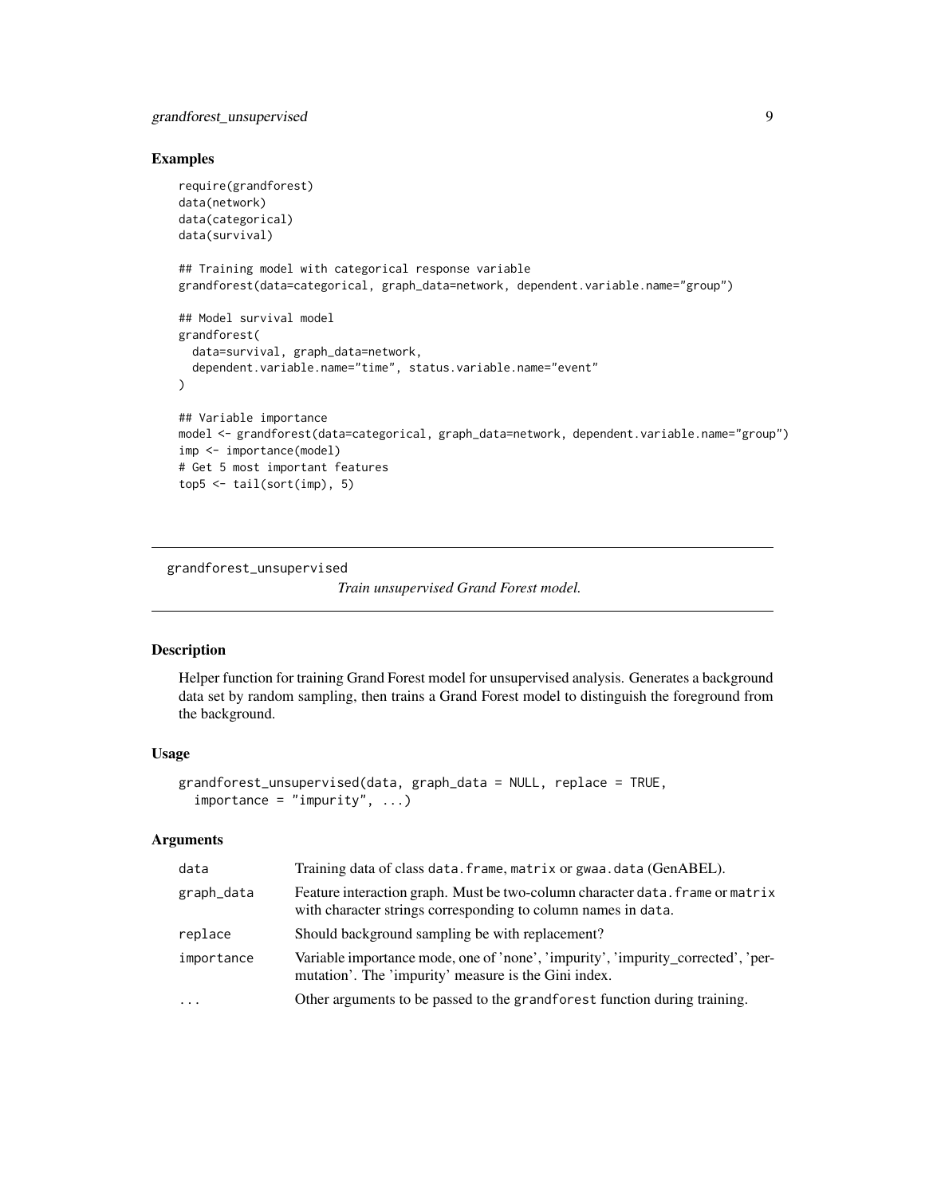## Examples

```
require(grandforest)
data(network)
data(categorical)
data(survival)

## Training model with categorical response variable
grandforest(data=categorical, graph_data=network, dependent.variable.name="group")

## Model survival model
grandforest(
  data=survival, graph_data=network,
  dependent.variable.name="time", status.variable.name="event"
)

## Variable importance
model <- grandforest(data=categorical, graph_data=network, dependent.variable.name="group")
imp <- importance(model)
# Get 5 most important features
top5 <- tail(sort(imp), 5)
```

---

`grandforest_unsupervised` *Train unsupervised Grand Forest model.*

---

## Description

Helper function for training Grand Forest model for unsupervised analysis. Generates a background data set by random sampling, then trains a Grand Forest model to distinguish the foreground from the background.

## Usage

```
grandforest_unsupervised(data, graph_data = NULL, replace = TRUE,
  importance = "impurity", ...)
```

## Arguments

| | |
|---|---|
| `data` | Training data of class `data.frame`, `matrix` or `gwaa.data` (GenABEL). |
| `graph_data` | Feature interaction graph. Must be two-column character `data.frame` or `matrix` with character strings corresponding to column names in `data`. |
| `replace` | Should background sampling be with replacement? |
| `importance` | Variable importance mode, one of 'none', 'impurity', 'impurity_corrected', 'permutation'. The 'impurity' measure is the Gini index. |
| `...` | Other arguments to be passed to the `grandforest` function during training. |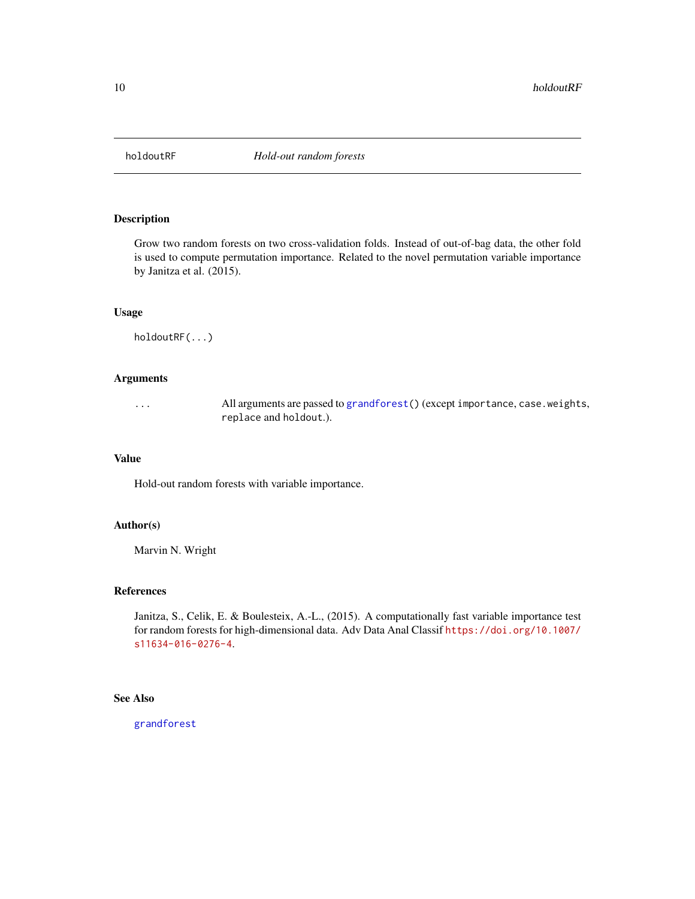holdoutRF *Hold-out random forests*

## Description

Grow two random forests on two cross-validation folds. Instead of out-of-bag data, the other fold is used to compute permutation importance. Related to the novel permutation variable importance by Janitza et al. (2015).

## Usage

```
holdoutRF(...)
```

## Arguments

| | |
|---|---|
| `...` | All arguments are passed to `grandforest()` (except `importance`, `case.weights`, `replace` and `holdout`.). |

## Value

Hold-out random forests with variable importance.

## Author(s)

Marvin N. Wright

## References

Janitza, S., Celik, E. & Boulesteix, A.-L., (2015). A computationally fast variable importance test for random forests for high-dimensional data. Adv Data Anal Classif https://doi.org/10.1007/s11634-016-0276-4.

## See Also

`grandforest`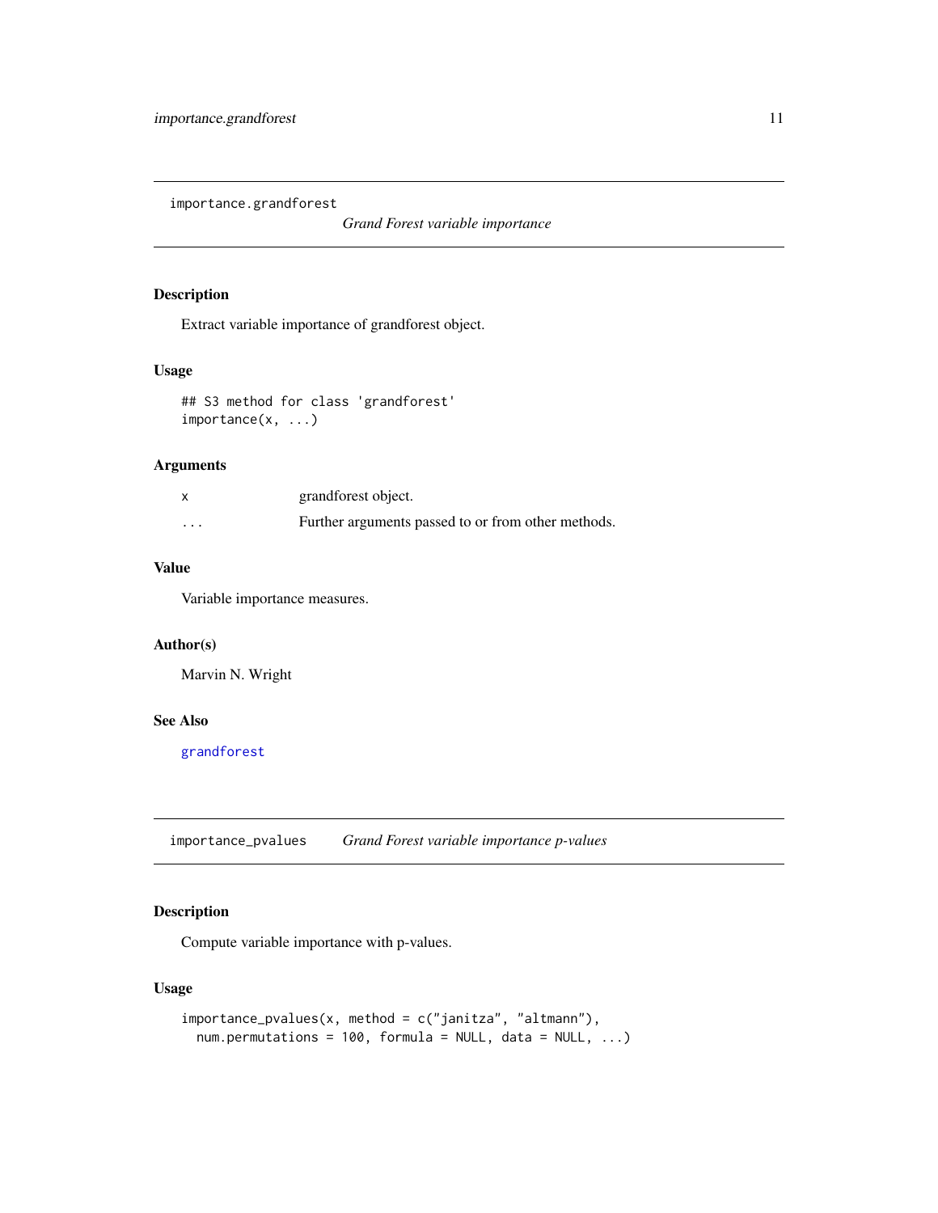## importance.grandforest

*Grand Forest variable importance*

### Description

Extract variable importance of grandforest object.

### Usage

```
## S3 method for class 'grandforest'
importance(x, ...)
```

### Arguments

| | |
|---|---|
| x | grandforest object. |
| ... | Further arguments passed to or from other methods. |

### Value

Variable importance measures.

### Author(s)

Marvin N. Wright

### See Also

grandforest

## importance_pvalues

*Grand Forest variable importance p-values*

### Description

Compute variable importance with p-values.

### Usage

```
importance_pvalues(x, method = c("janitza", "altmann"),
  num.permutations = 100, formula = NULL, data = NULL, ...)
```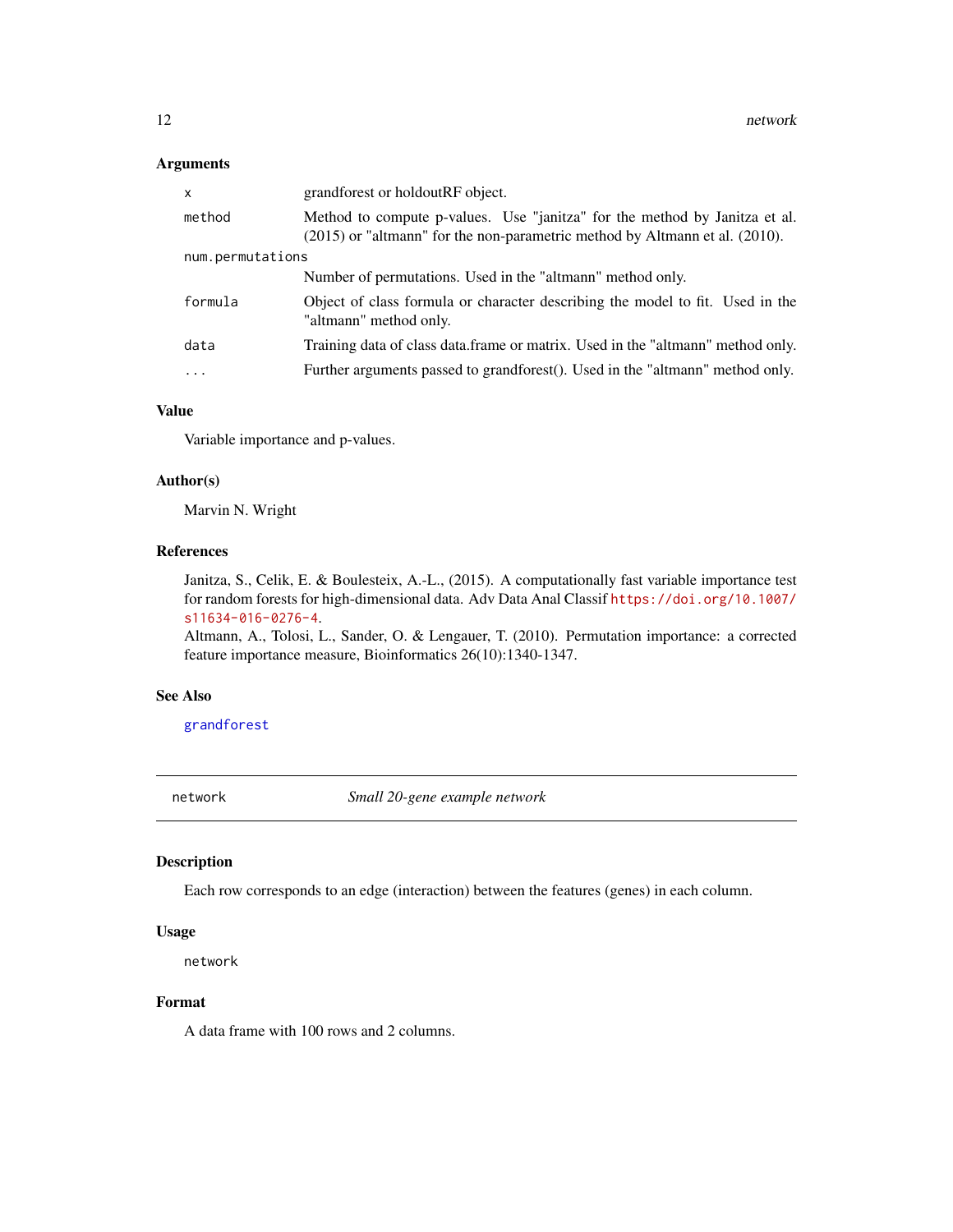### Arguments

| | |
|---|---|
| `x` | grandforest or holdoutRF object. |
| `method` | Method to compute p-values. Use "janitza" for the method by Janitza et al. (2015) or "altmann" for the non-parametric method by Altmann et al. (2010). |
| `num.permutations` | Number of permutations. Used in the "altmann" method only. |
| `formula` | Object of class formula or character describing the model to fit. Used in the "altmann" method only. |
| `data` | Training data of class data.frame or matrix. Used in the "altmann" method only. |
| `...` | Further arguments passed to grandforest(). Used in the "altmann" method only. |

### Value

Variable importance and p-values.

### Author(s)

Marvin N. Wright

### References

Janitza, S., Celik, E. & Boulesteix, A.-L., (2015). A computationally fast variable importance test for random forests for high-dimensional data. Adv Data Anal Classif https://doi.org/10.1007/s11634-016-0276-4.

Altmann, A., Tolosi, L., Sander, O. & Lengauer, T. (2010). Permutation importance: a corrected feature importance measure, Bioinformatics 26(10):1340-1347.

### See Also

grandforest

---

## network — *Small 20-gene example network*

### Description

Each row corresponds to an edge (interaction) between the features (genes) in each column.

### Usage

```
network
```

### Format

A data frame with 100 rows and 2 columns.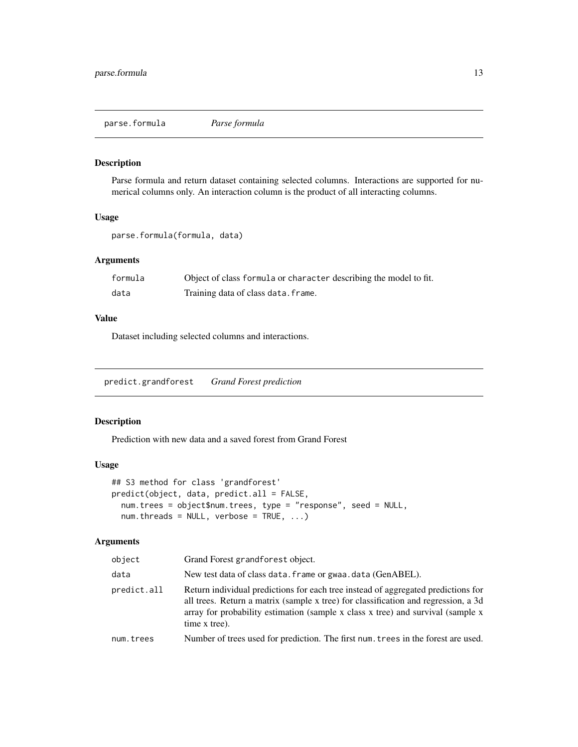## parse.formula *Parse formula*

### Description

Parse formula and return dataset containing selected columns. Interactions are supported for numerical columns only. An interaction column is the product of all interacting columns.

### Usage

```
parse.formula(formula, data)
```

### Arguments

| | |
|---|---|
| formula | Object of class formula or character describing the model to fit. |
| data | Training data of class data.frame. |

### Value

Dataset including selected columns and interactions.

## predict.grandforest *Grand Forest prediction*

### Description

Prediction with new data and a saved forest from Grand Forest

### Usage

```
## S3 method for class 'grandforest'
predict(object, data, predict.all = FALSE,
  num.trees = object$num.trees, type = "response", seed = NULL,
  num.threads = NULL, verbose = TRUE, ...)
```

### Arguments

| | |
|---|---|
| object | Grand Forest grandforest object. |
| data | New test data of class data.frame or gwaa.data (GenABEL). |
| predict.all | Return individual predictions for each tree instead of aggregated predictions for all trees. Return a matrix (sample x tree) for classification and regression, a 3d array for probability estimation (sample x class x tree) and survival (sample x time x tree). |
| num.trees | Number of trees used for prediction. The first num.trees in the forest are used. |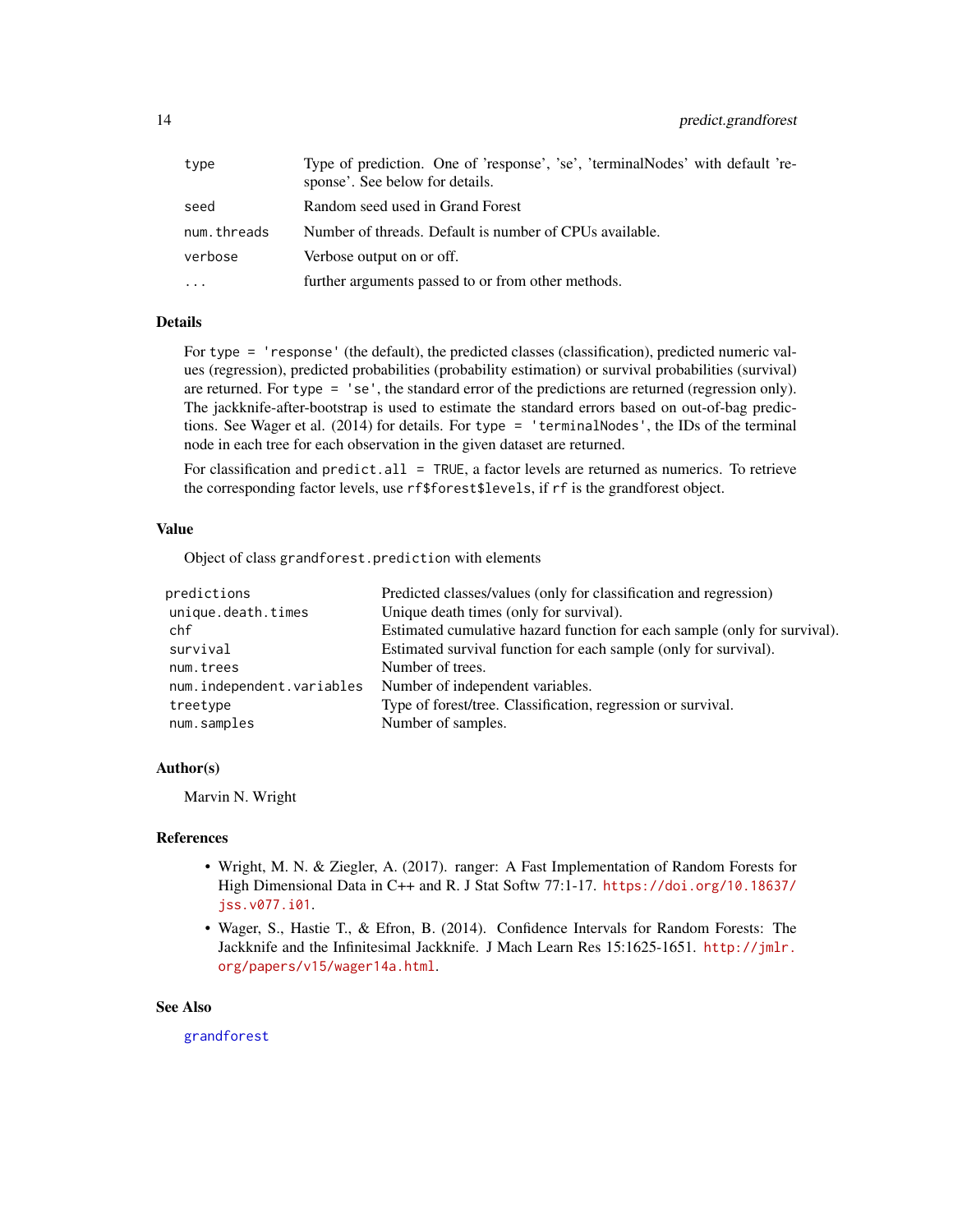| | |
|---|---|
| type | Type of prediction. One of 'response', 'se', 'terminalNodes' with default 'response'. See below for details. |
| seed | Random seed used in Grand Forest |
| num.threads | Number of threads. Default is number of CPUs available. |
| verbose | Verbose output on or off. |
| ... | further arguments passed to or from other methods. |

## Details

For `type = 'response'` (the default), the predicted classes (classification), predicted numeric values (regression), predicted probabilities (probability estimation) or survival probabilities (survival) are returned. For `type = 'se'`, the standard error of the predictions are returned (regression only). The jackknife-after-bootstrap is used to estimate the standard errors based on out-of-bag predictions. See Wager et al. (2014) for details. For `type = 'terminalNodes'`, the IDs of the terminal node in each tree for each observation in the given dataset are returned.

For classification and `predict.all = TRUE`, a factor levels are returned as numerics. To retrieve the corresponding factor levels, use `rf$forest$levels`, if `rf` is the grandforest object.

## Value

Object of class `grandforest.prediction` with elements

| | |
|---|---|
| predictions | Predicted classes/values (only for classification and regression) |
| unique.death.times | Unique death times (only for survival). |
| chf | Estimated cumulative hazard function for each sample (only for survival). |
| survival | Estimated survival function for each sample (only for survival). |
| num.trees | Number of trees. |
| num.independent.variables | Number of independent variables. |
| treetype | Type of forest/tree. Classification, regression or survival. |
| num.samples | Number of samples. |

## Author(s)

Marvin N. Wright

## References

- Wright, M. N. & Ziegler, A. (2017). ranger: A Fast Implementation of Random Forests for High Dimensional Data in C++ and R. J Stat Softw 77:1-17. https://doi.org/10.18637/jss.v077.i01.
- Wager, S., Hastie T., & Efron, B. (2014). Confidence Intervals for Random Forests: The Jackknife and the Infinitesimal Jackknife. J Mach Learn Res 15:1625-1651. http://jmlr.org/papers/v15/wager14a.html.

## See Also

grandforest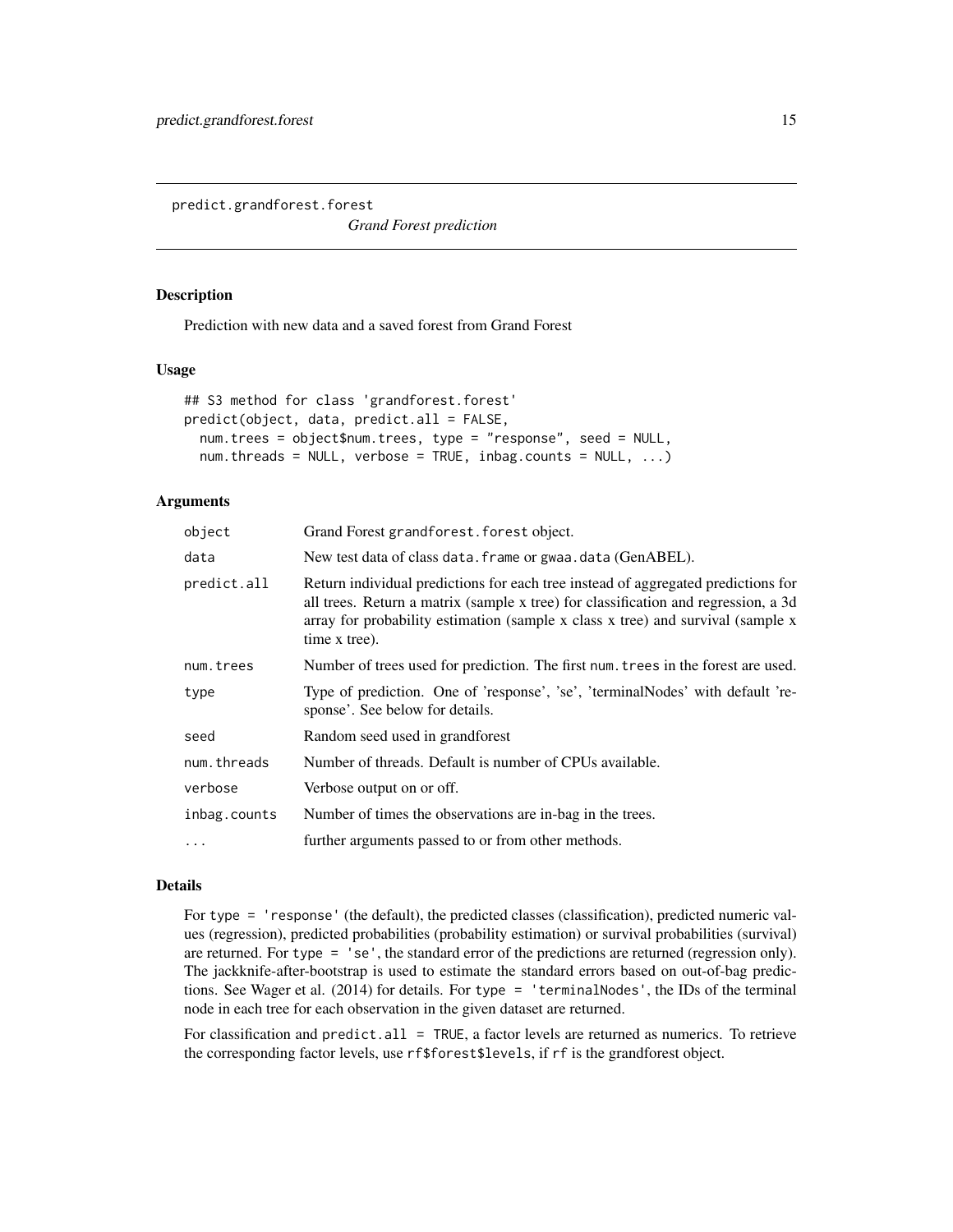# predict.grandforest.forest

*Grand Forest prediction*

## Description

Prediction with new data and a saved forest from Grand Forest

## Usage

```
## S3 method for class 'grandforest.forest'
predict(object, data, predict.all = FALSE,
  num.trees = object$num.trees, type = "response", seed = NULL,
  num.threads = NULL, verbose = TRUE, inbag.counts = NULL, ...)
```

## Arguments

| | |
|---|---|
| `object` | Grand Forest `grandforest.forest` object. |
| `data` | New test data of class `data.frame` or `gwaa.data` (GenABEL). |
| `predict.all` | Return individual predictions for each tree instead of aggregated predictions for all trees. Return a matrix (sample x tree) for classification and regression, a 3d array for probability estimation (sample x class x tree) and survival (sample x time x tree). |
| `num.trees` | Number of trees used for prediction. The first `num.trees` in the forest are used. |
| `type` | Type of prediction. One of 'response', 'se', 'terminalNodes' with default 'response'. See below for details. |
| `seed` | Random seed used in grandforest |
| `num.threads` | Number of threads. Default is number of CPUs available. |
| `verbose` | Verbose output on or off. |
| `inbag.counts` | Number of times the observations are in-bag in the trees. |
| `...` | further arguments passed to or from other methods. |

## Details

For `type = 'response'` (the default), the predicted classes (classification), predicted numeric values (regression), predicted probabilities (probability estimation) or survival probabilities (survival) are returned. For `type = 'se'`, the standard error of the predictions are returned (regression only). The jackknife-after-bootstrap is used to estimate the standard errors based on out-of-bag predictions. See Wager et al. (2014) for details. For `type = 'terminalNodes'`, the IDs of the terminal node in each tree for each observation in the given dataset are returned.

For classification and `predict.all = TRUE`, a factor levels are returned as numerics. To retrieve the corresponding factor levels, use `rf$forest$levels`, if `rf` is the grandforest object.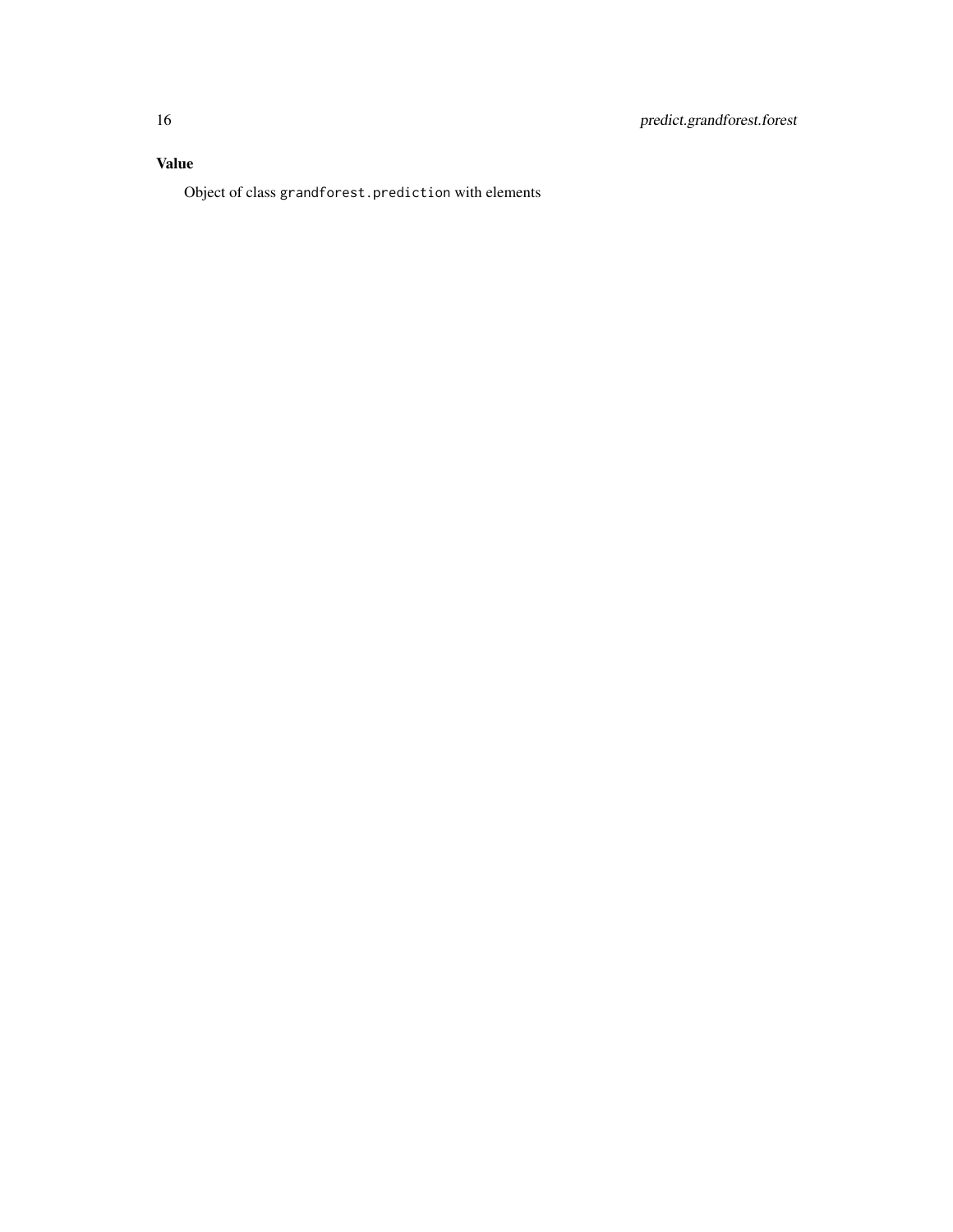## Value

Object of class `grandforest.prediction` with elements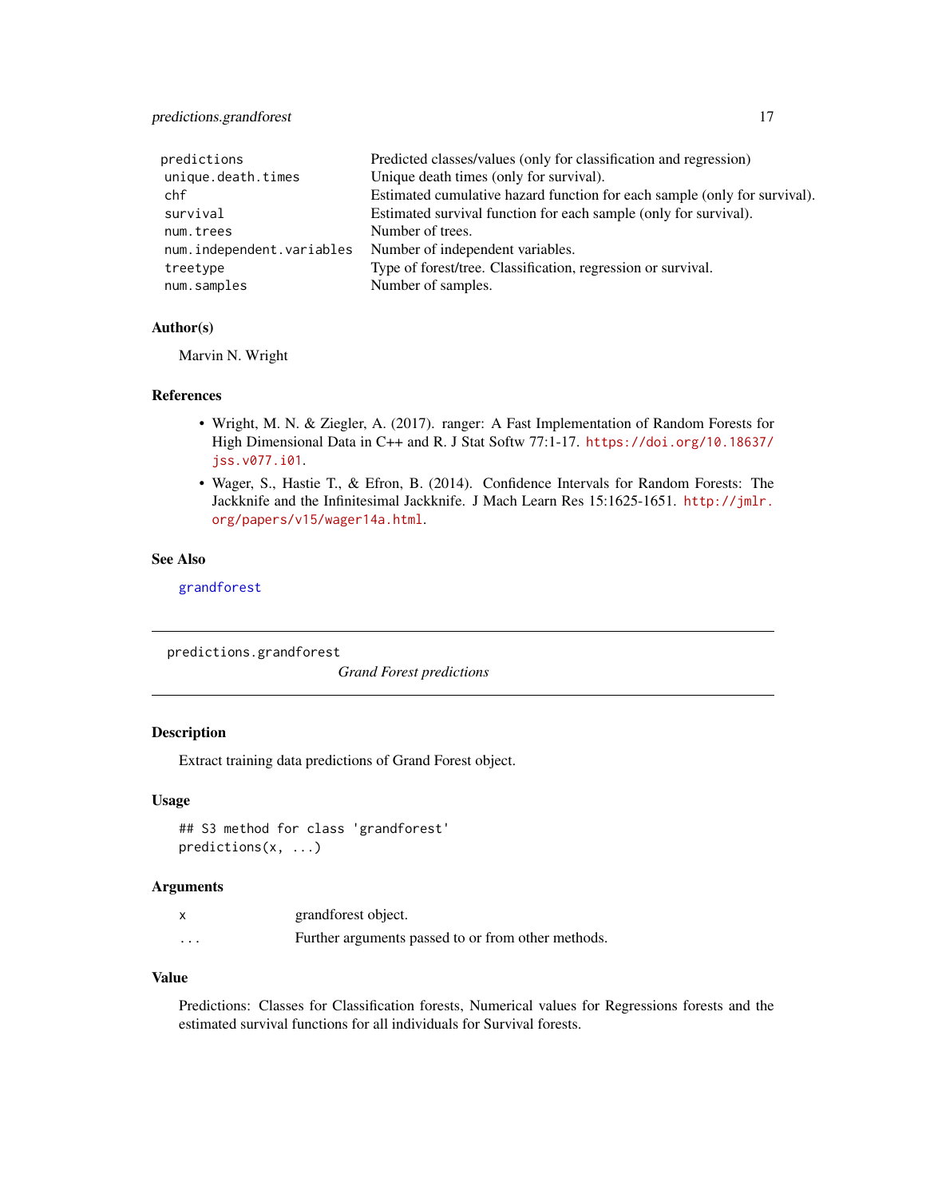| | |
|---|---|
| predictions | Predicted classes/values (only for classification and regression) |
| unique.death.times | Unique death times (only for survival). |
| chf | Estimated cumulative hazard function for each sample (only for survival). |
| survival | Estimated survival function for each sample (only for survival). |
| num.trees | Number of trees. |
| num.independent.variables | Number of independent variables. |
| treetype | Type of forest/tree. Classification, regression or survival. |
| num.samples | Number of samples. |

### Author(s)

Marvin N. Wright

### References

- Wright, M. N. & Ziegler, A. (2017). ranger: A Fast Implementation of Random Forests for High Dimensional Data in C++ and R. J Stat Softw 77:1-17. https://doi.org/10.18637/jss.v077.i01.
- Wager, S., Hastie T., & Efron, B. (2014). Confidence Intervals for Random Forests: The Jackknife and the Infinitesimal Jackknife. J Mach Learn Res 15:1625-1651. http://jmlr.org/papers/v15/wager14a.html.

### See Also

grandforest

---

## predictions.grandforest *Grand Forest predictions*

### Description

Extract training data predictions of Grand Forest object.

### Usage

```
## S3 method for class 'grandforest'
predictions(x, ...)
```

### Arguments

| | |
|---|---|
| x | grandforest object. |
| ... | Further arguments passed to or from other methods. |

### Value

Predictions: Classes for Classification forests, Numerical values for Regressions forests and the estimated survival functions for all individuals for Survival forests.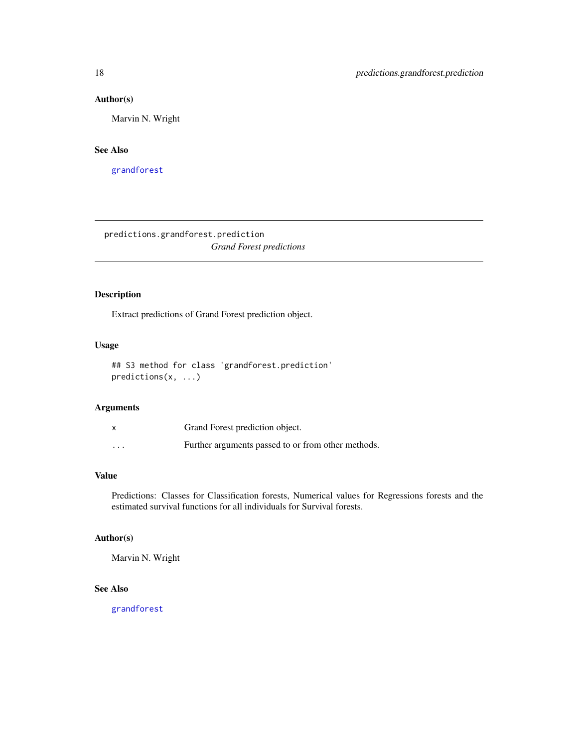### Author(s)

Marvin N. Wright

### See Also

grandforest

---

## predictions.grandforest.prediction

*Grand Forest predictions*

---

### Description

Extract predictions of Grand Forest prediction object.

### Usage

```
## S3 method for class 'grandforest.prediction'
predictions(x, ...)
```

### Arguments

| | |
|---|---|
| x | Grand Forest prediction object. |
| ... | Further arguments passed to or from other methods. |

### Value

Predictions: Classes for Classification forests, Numerical values for Regressions forests and the estimated survival functions for all individuals for Survival forests.

### Author(s)

Marvin N. Wright

### See Also

grandforest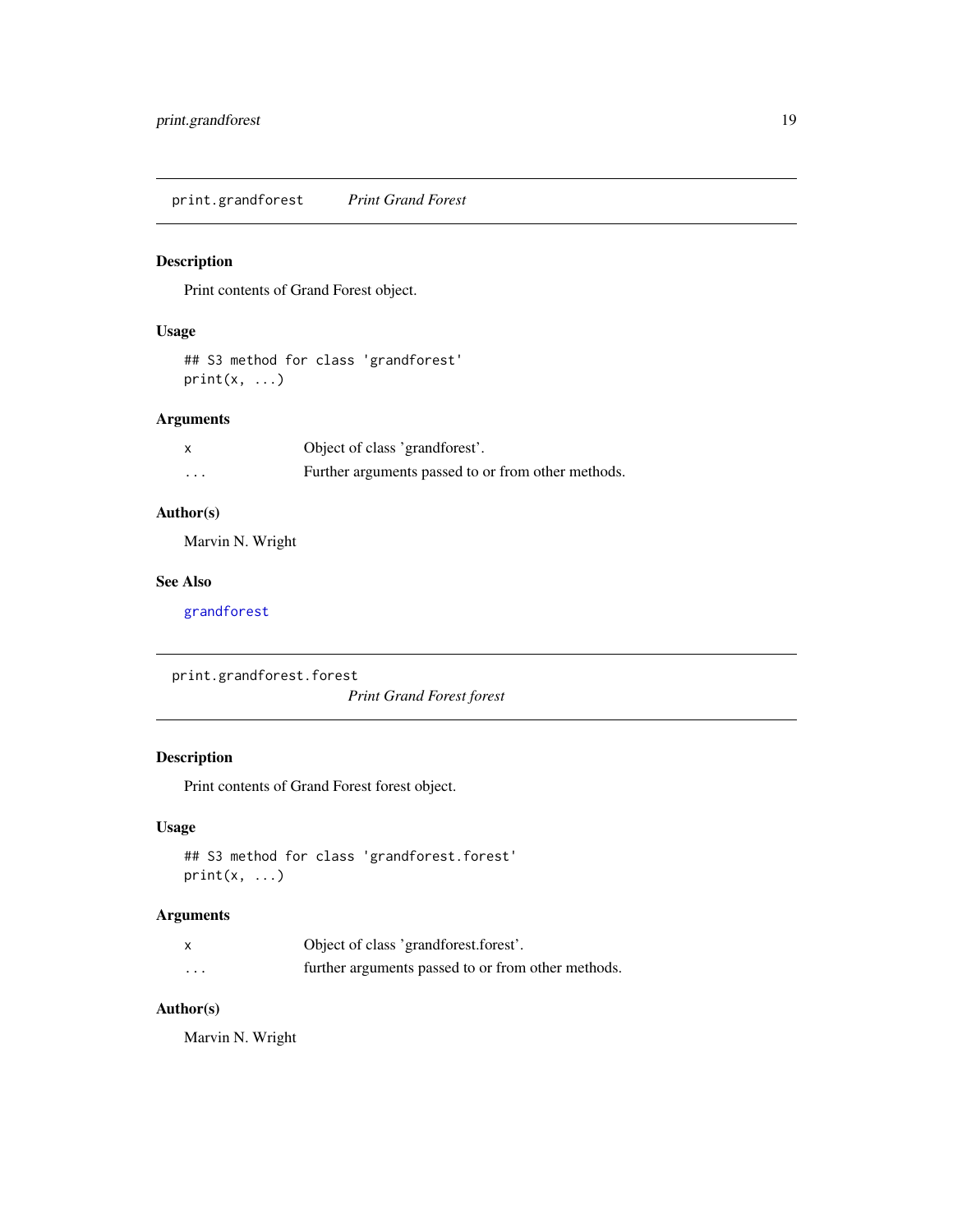## print.grandforest *Print Grand Forest*

### Description

Print contents of Grand Forest object.

### Usage

```
## S3 method for class 'grandforest'
print(x, ...)
```

### Arguments

| | |
|---|---|
| x | Object of class 'grandforest'. |
| ... | Further arguments passed to or from other methods. |

### Author(s)

Marvin N. Wright

### See Also

grandforest

## print.grandforest.forest *Print Grand Forest forest*

### Description

Print contents of Grand Forest forest object.

### Usage

```
## S3 method for class 'grandforest.forest'
print(x, ...)
```

### Arguments

| | |
|---|---|
| x | Object of class 'grandforest.forest'. |
| ... | further arguments passed to or from other methods. |

### Author(s)

Marvin N. Wright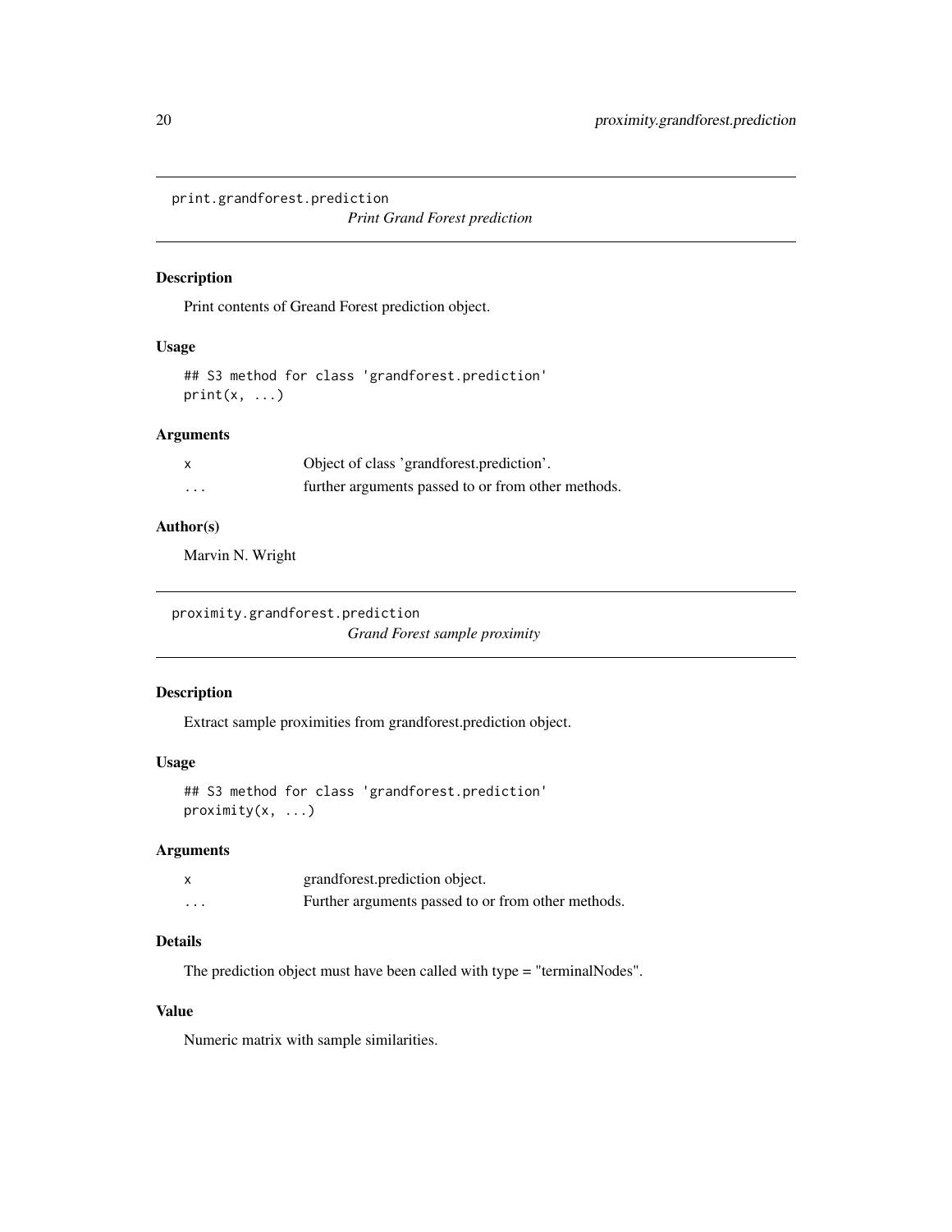## print.grandforest.prediction

*Print Grand Forest prediction*

### Description

Print contents of Greand Forest prediction object.

### Usage

```
## S3 method for class 'grandforest.prediction'
print(x, ...)
```

### Arguments

| | |
|---|---|
| x | Object of class 'grandforest.prediction'. |
| ... | further arguments passed to or from other methods. |

### Author(s)

Marvin N. Wright

## proximity.grandforest.prediction

*Grand Forest sample proximity*

### Description

Extract sample proximities from grandforest.prediction object.

### Usage

```
## S3 method for class 'grandforest.prediction'
proximity(x, ...)
```

### Arguments

| | |
|---|---|
| x | grandforest.prediction object. |
| ... | Further arguments passed to or from other methods. |

### Details

The prediction object must have been called with type = "terminalNodes".

### Value

Numeric matrix with sample similarities.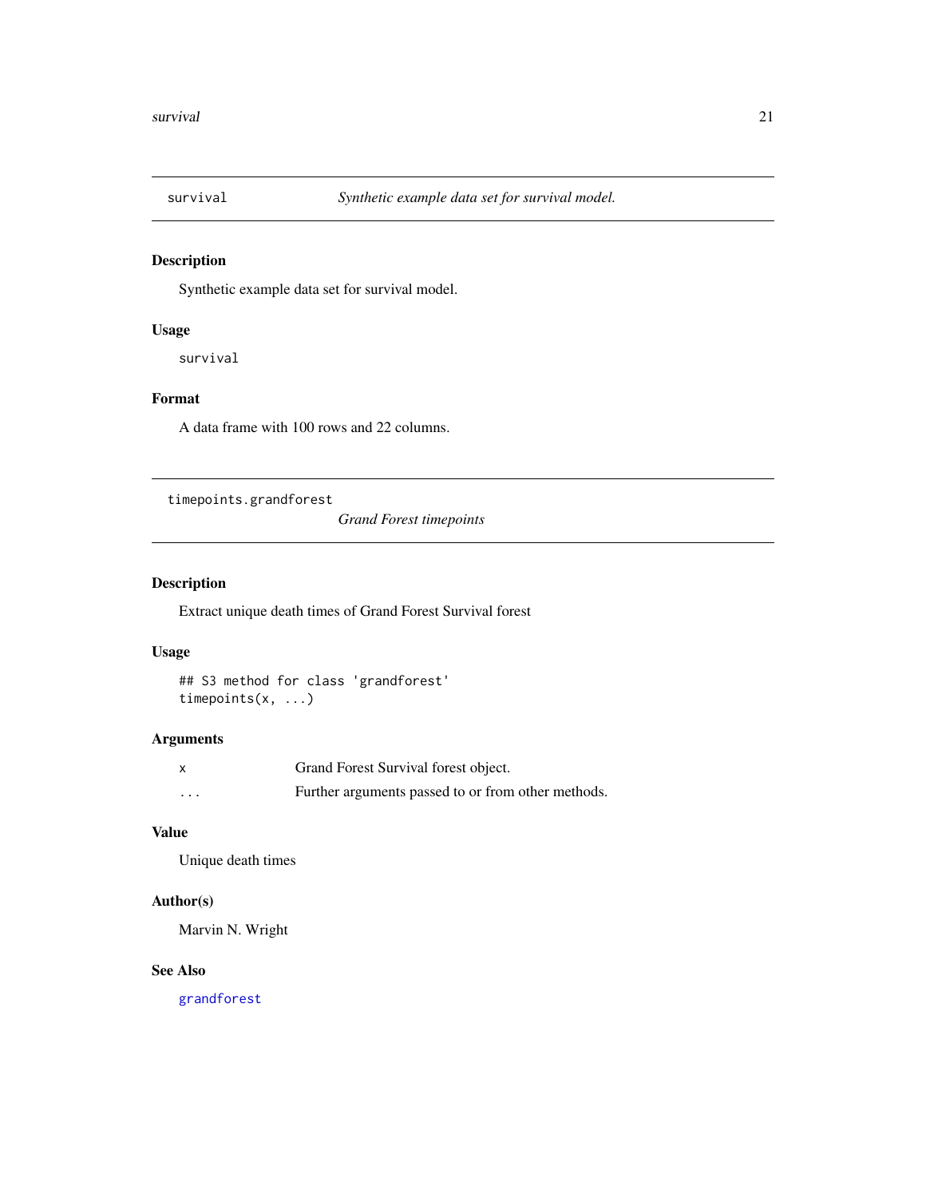## survival — *Synthetic example data set for survival model.*

### Description

Synthetic example data set for survival model.

### Usage

```
survival
```

### Format

A data frame with 100 rows and 22 columns.

## timepoints.grandforest — *Grand Forest timepoints*

### Description

Extract unique death times of Grand Forest Survival forest

### Usage

```
## S3 method for class 'grandforest'
timepoints(x, ...)
```

### Arguments

| | |
|---|---|
| x | Grand Forest Survival forest object. |
| ... | Further arguments passed to or from other methods. |

### Value

Unique death times

### Author(s)

Marvin N. Wright

### See Also

grandforest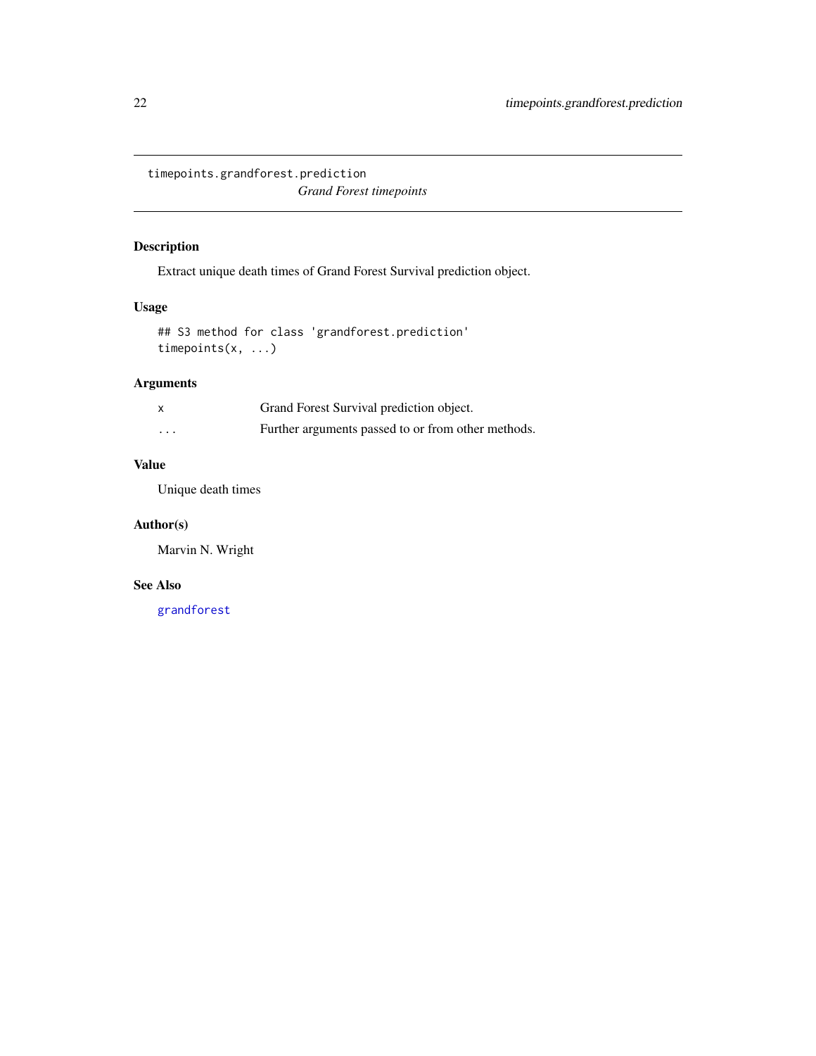# timepoints.grandforest.prediction

*Grand Forest timepoints*

## Description

Extract unique death times of Grand Forest Survival prediction object.

## Usage

```
## S3 method for class 'grandforest.prediction'
timepoints(x, ...)
```

## Arguments

| | |
|---|---|
| x | Grand Forest Survival prediction object. |
| ... | Further arguments passed to or from other methods. |

## Value

Unique death times

## Author(s)

Marvin N. Wright

## See Also

grandforest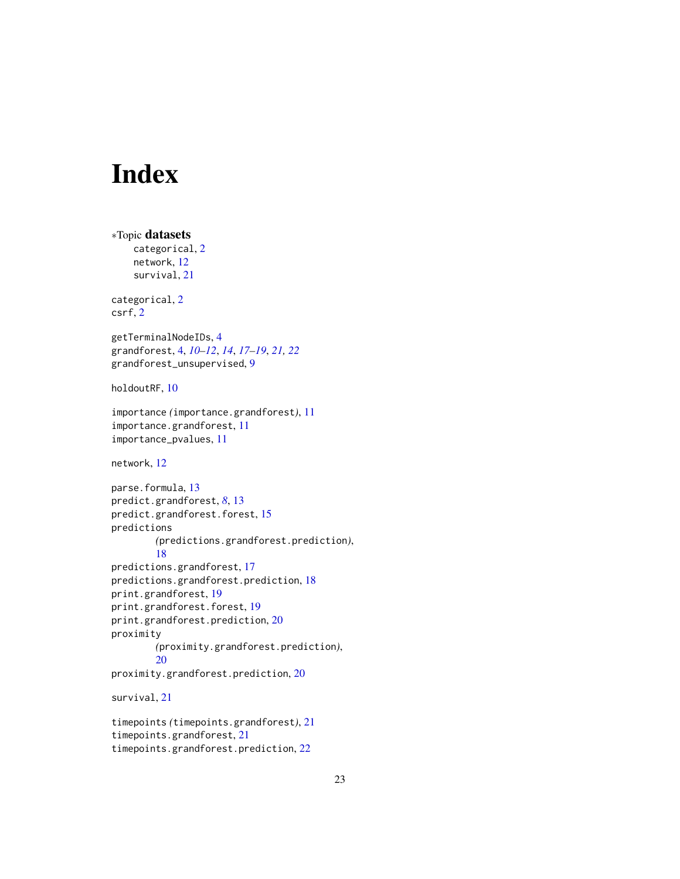# Index

∗Topic **datasets**
categorical, 2
network, 12
survival, 21

categorical, 2
csrf, 2

getTerminalNodeIDs, 4
grandforest, 4, *10–12*, *14*, *17–19*, *21, 22*
grandforest_unsupervised, 9

holdoutRF, 10

importance *(*importance.grandforest*)*, 11
importance.grandforest, 11
importance_pvalues, 11

network, 12

parse.formula, 13
predict.grandforest, *8*, 13
predict.grandforest.forest, 15
predictions
*(*predictions.grandforest.prediction*)*, 18
predictions.grandforest, 17
predictions.grandforest.prediction, 18
print.grandforest, 19
print.grandforest.forest, 19
print.grandforest.prediction, 20
proximity
*(*proximity.grandforest.prediction*)*, 20
proximity.grandforest.prediction, 20

survival, 21

timepoints *(*timepoints.grandforest*)*, 21
timepoints.grandforest, 21
timepoints.grandforest.prediction, 22